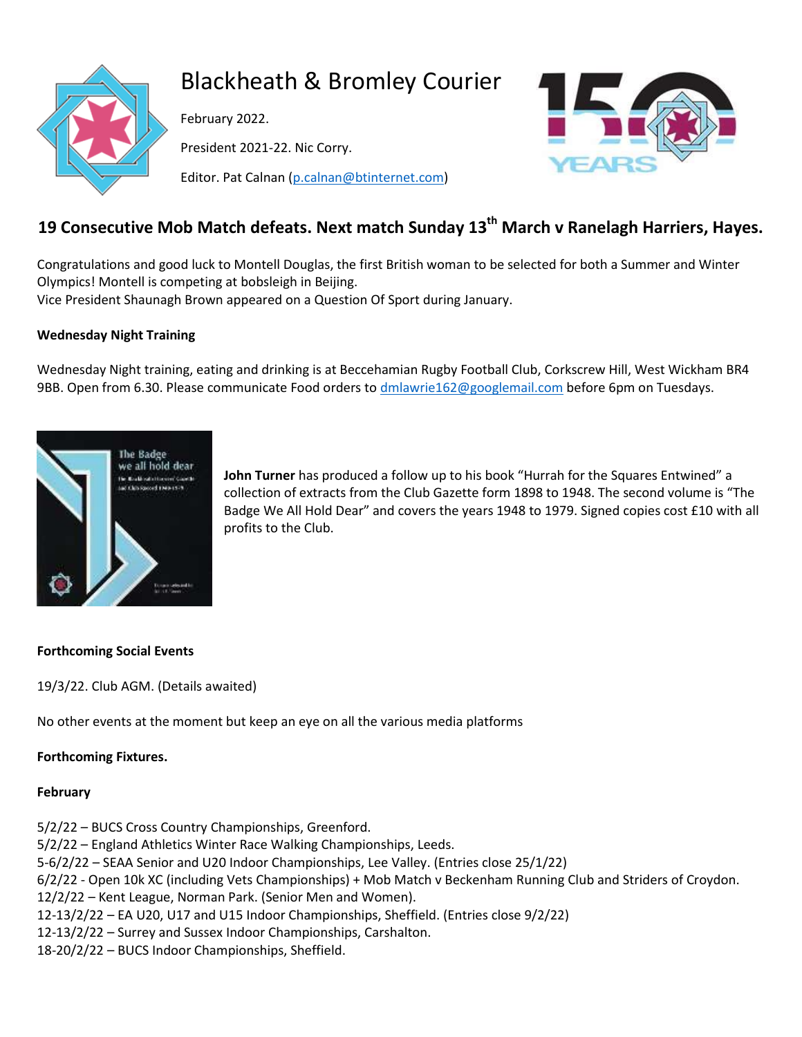# Blackheath & Bromley Courier

February 2022.

President 2021-22. Nic Corry.

Editor. Pat Calnan (p.calnan@btinternet.com)

## 19 Consecutive Mob Match defeats. Next match Sunday 13th March v Ranelagh Harriers, Hayes.

Congratulations and good luck to Montell Douglas, the first British woman to be selected for both a Summer and Winter Olympics! Montell is competing at bobsleigh in Beijing.
Vice President Shaunagh Brown appeared on a Question Of Sport during January.

**Wednesday Night Training**

Wednesday Night training, eating and drinking is at Beccehamian Rugby Football Club, Corkscrew Hill, West Wickham BR4 9BB. Open from 6.30. Please communicate Food orders to dmlawrie162@googlemail.com before 6pm on Tuesdays.

**John Turner** has produced a follow up to his book "Hurrah for the Squares Entwined" a collection of extracts from the Club Gazette form 1898 to 1948. The second volume is "The Badge We All Hold Dear" and covers the years 1948 to 1979. Signed copies cost £10 with all profits to the Club.

**Forthcoming Social Events**

19/3/22. Club AGM. (Details awaited)

No other events at the moment but keep an eye on all the various media platforms

**Forthcoming Fixtures.**

**February**

5/2/22 – BUCS Cross Country Championships, Greenford.
5/2/22 – England Athletics Winter Race Walking Championships, Leeds.
5-6/2/22 – SEAA Senior and U20 Indoor Championships, Lee Valley. (Entries close 25/1/22)
6/2/22 - Open 10k XC (including Vets Championships) + Mob Match v Beckenham Running Club and Striders of Croydon.
12/2/22 – Kent League, Norman Park. (Senior Men and Women).
12-13/2/22 – EA U20, U17 and U15 Indoor Championships, Sheffield. (Entries close 9/2/22)
12-13/2/22 – Surrey and Sussex Indoor Championships, Carshalton.
18-20/2/22 – BUCS Indoor Championships, Sheffield.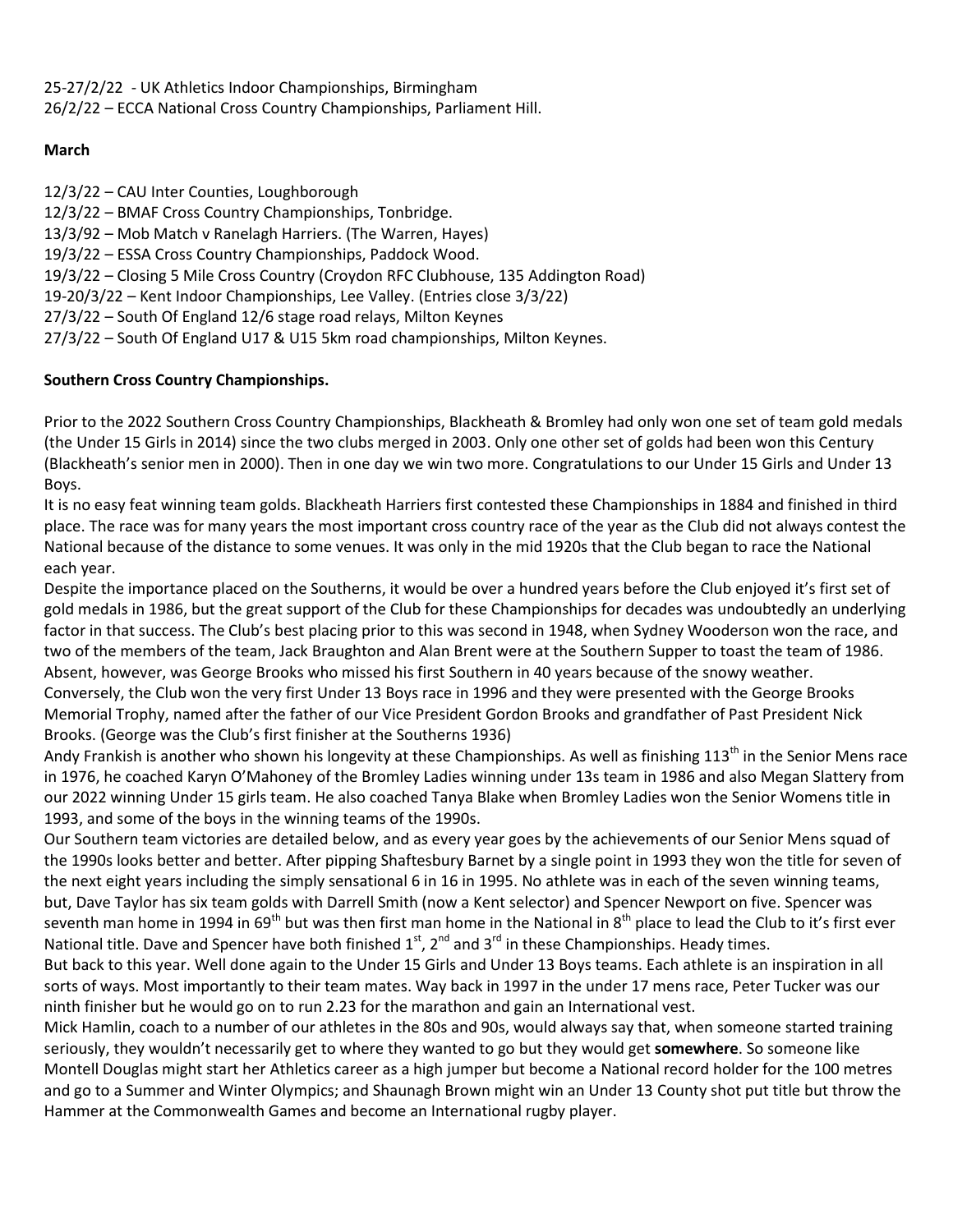25-27/2/22 - UK Athletics Indoor Championships, Birmingham
26/2/22 – ECCA National Cross Country Championships, Parliament Hill.

**March**

12/3/22 – CAU Inter Counties, Loughborough
12/3/22 – BMAF Cross Country Championships, Tonbridge.
13/3/92 – Mob Match v Ranelagh Harriers. (The Warren, Hayes)
19/3/22 – ESSA Cross Country Championships, Paddock Wood.
19/3/22 – Closing 5 Mile Cross Country (Croydon RFC Clubhouse, 135 Addington Road)
19-20/3/22 – Kent Indoor Championships, Lee Valley. (Entries close 3/3/22)
27/3/22 – South Of England 12/6 stage road relays, Milton Keynes
27/3/22 – South Of England U17 & U15 5km road championships, Milton Keynes.

**Southern Cross Country Championships.**

Prior to the 2022 Southern Cross Country Championships, Blackheath & Bromley had only won one set of team gold medals (the Under 15 Girls in 2014) since the two clubs merged in 2003. Only one other set of golds had been won this Century (Blackheath's senior men in 2000). Then in one day we win two more. Congratulations to our Under 15 Girls and Under 13 Boys.

It is no easy feat winning team golds. Blackheath Harriers first contested these Championships in 1884 and finished in third place. The race was for many years the most important cross country race of the year as the Club did not always contest the National because of the distance to some venues. It was only in the mid 1920s that the Club began to race the National each year.

Despite the importance placed on the Southerns, it would be over a hundred years before the Club enjoyed it's first set of gold medals in 1986, but the great support of the Club for these Championships for decades was undoubtedly an underlying factor in that success. The Club's best placing prior to this was second in 1948, when Sydney Wooderson won the race, and two of the members of the team, Jack Braughton and Alan Brent were at the Southern Supper to toast the team of 1986. Absent, however, was George Brooks who missed his first Southern in 40 years because of the snowy weather.

Conversely, the Club won the very first Under 13 Boys race in 1996 and they were presented with the George Brooks Memorial Trophy, named after the father of our Vice President Gordon Brooks and grandfather of Past President Nick Brooks. (George was the Club's first finisher at the Southerns 1936)

Andy Frankish is another who shown his longevity at these Championships. As well as finishing 113th in the Senior Mens race in 1976, he coached Karyn O'Mahoney of the Bromley Ladies winning under 13s team in 1986 and also Megan Slattery from our 2022 winning Under 15 girls team. He also coached Tanya Blake when Bromley Ladies won the Senior Womens title in 1993, and some of the boys in the winning teams of the 1990s.

Our Southern team victories are detailed below, and as every year goes by the achievements of our Senior Mens squad of the 1990s looks better and better. After pipping Shaftesbury Barnet by a single point in 1993 they won the title for seven of the next eight years including the simply sensational 6 in 16 in 1995. No athlete was in each of the seven winning teams, but, Dave Taylor has six team golds with Darrell Smith (now a Kent selector) and Spencer Newport on five. Spencer was seventh man home in 1994 in 69th but was then first man home in the National in 8th place to lead the Club to it's first ever National title. Dave and Spencer have both finished 1st, 2nd and 3rd in these Championships. Heady times.

But back to this year. Well done again to the Under 15 Girls and Under 13 Boys teams. Each athlete is an inspiration in all sorts of ways. Most importantly to their team mates. Way back in 1997 in the under 17 mens race, Peter Tucker was our ninth finisher but he would go on to run 2.23 for the marathon and gain an International vest.

Mick Hamlin, coach to a number of our athletes in the 80s and 90s, would always say that, when someone started training seriously, they wouldn't necessarily get to where they wanted to go but they would get **somewhere**. So someone like Montell Douglas might start her Athletics career as a high jumper but become a National record holder for the 100 metres and go to a Summer and Winter Olympics; and Shaunagh Brown might win an Under 13 County shot put title but throw the Hammer at the Commonwealth Games and become an International rugby player.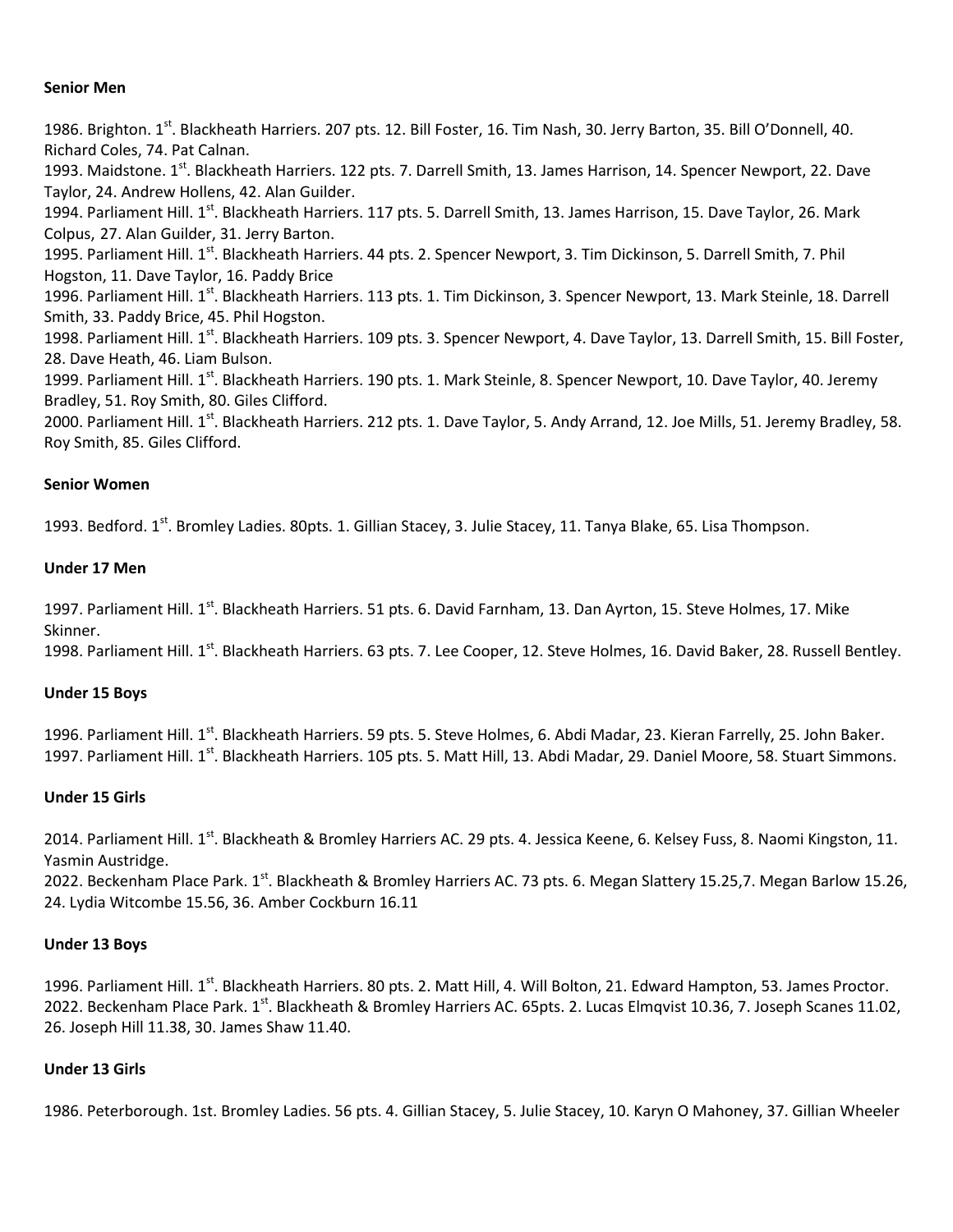**Senior Men**

1986. Brighton. 1st. Blackheath Harriers. 207 pts. 12. Bill Foster, 16. Tim Nash, 30. Jerry Barton, 35. Bill O'Donnell, 40. Richard Coles, 74. Pat Calnan.
1993. Maidstone. 1st. Blackheath Harriers. 122 pts. 7. Darrell Smith, 13. James Harrison, 14. Spencer Newport, 22. Dave Taylor, 24. Andrew Hollens, 42. Alan Guilder.
1994. Parliament Hill. 1st. Blackheath Harriers. 117 pts. 5. Darrell Smith, 13. James Harrison, 15. Dave Taylor, 26. Mark Colpus, 27. Alan Guilder, 31. Jerry Barton.
1995. Parliament Hill. 1st. Blackheath Harriers. 44 pts. 2. Spencer Newport, 3. Tim Dickinson, 5. Darrell Smith, 7. Phil Hogston, 11. Dave Taylor, 16. Paddy Brice
1996. Parliament Hill. 1st. Blackheath Harriers. 113 pts. 1. Tim Dickinson, 3. Spencer Newport, 13. Mark Steinle, 18. Darrell Smith, 33. Paddy Brice, 45. Phil Hogston.
1998. Parliament Hill. 1st. Blackheath Harriers. 109 pts. 3. Spencer Newport, 4. Dave Taylor, 13. Darrell Smith, 15. Bill Foster, 28. Dave Heath, 46. Liam Bulson.
1999. Parliament Hill. 1st. Blackheath Harriers. 190 pts. 1. Mark Steinle, 8. Spencer Newport, 10. Dave Taylor, 40. Jeremy Bradley, 51. Roy Smith, 80. Giles Clifford.
2000. Parliament Hill. 1st. Blackheath Harriers. 212 pts. 1. Dave Taylor, 5. Andy Arrand, 12. Joe Mills, 51. Jeremy Bradley, 58. Roy Smith, 85. Giles Clifford.

**Senior Women**

1993. Bedford. 1st. Bromley Ladies. 80pts. 1. Gillian Stacey, 3. Julie Stacey, 11. Tanya Blake, 65. Lisa Thompson.

**Under 17 Men**

1997. Parliament Hill. 1st. Blackheath Harriers. 51 pts. 6. David Farnham, 13. Dan Ayrton, 15. Steve Holmes, 17. Mike Skinner.
1998. Parliament Hill. 1st. Blackheath Harriers. 63 pts. 7. Lee Cooper, 12. Steve Holmes, 16. David Baker, 28. Russell Bentley.

**Under 15 Boys**

1996. Parliament Hill. 1st. Blackheath Harriers. 59 pts. 5. Steve Holmes, 6. Abdi Madar, 23. Kieran Farrelly, 25. John Baker.
1997. Parliament Hill. 1st. Blackheath Harriers. 105 pts. 5. Matt Hill, 13. Abdi Madar, 29. Daniel Moore, 58. Stuart Simmons.

**Under 15 Girls**

2014. Parliament Hill. 1st. Blackheath & Bromley Harriers AC. 29 pts. 4. Jessica Keene, 6. Kelsey Fuss, 8. Naomi Kingston, 11. Yasmin Austridge.
2022. Beckenham Place Park. 1st. Blackheath & Bromley Harriers AC. 73 pts. 6. Megan Slattery 15.25,7. Megan Barlow 15.26, 24. Lydia Witcombe 15.56, 36. Amber Cockburn 16.11

**Under 13 Boys**

1996. Parliament Hill. 1st. Blackheath Harriers. 80 pts. 2. Matt Hill, 4. Will Bolton, 21. Edward Hampton, 53. James Proctor.
2022. Beckenham Place Park. 1st. Blackheath & Bromley Harriers AC. 65pts. 2. Lucas Elmqvist 10.36, 7. Joseph Scanes 11.02, 26. Joseph Hill 11.38, 30. James Shaw 11.40.

**Under 13 Girls**

1986. Peterborough. 1st. Bromley Ladies. 56 pts. 4. Gillian Stacey, 5. Julie Stacey, 10. Karyn O Mahoney, 37. Gillian Wheeler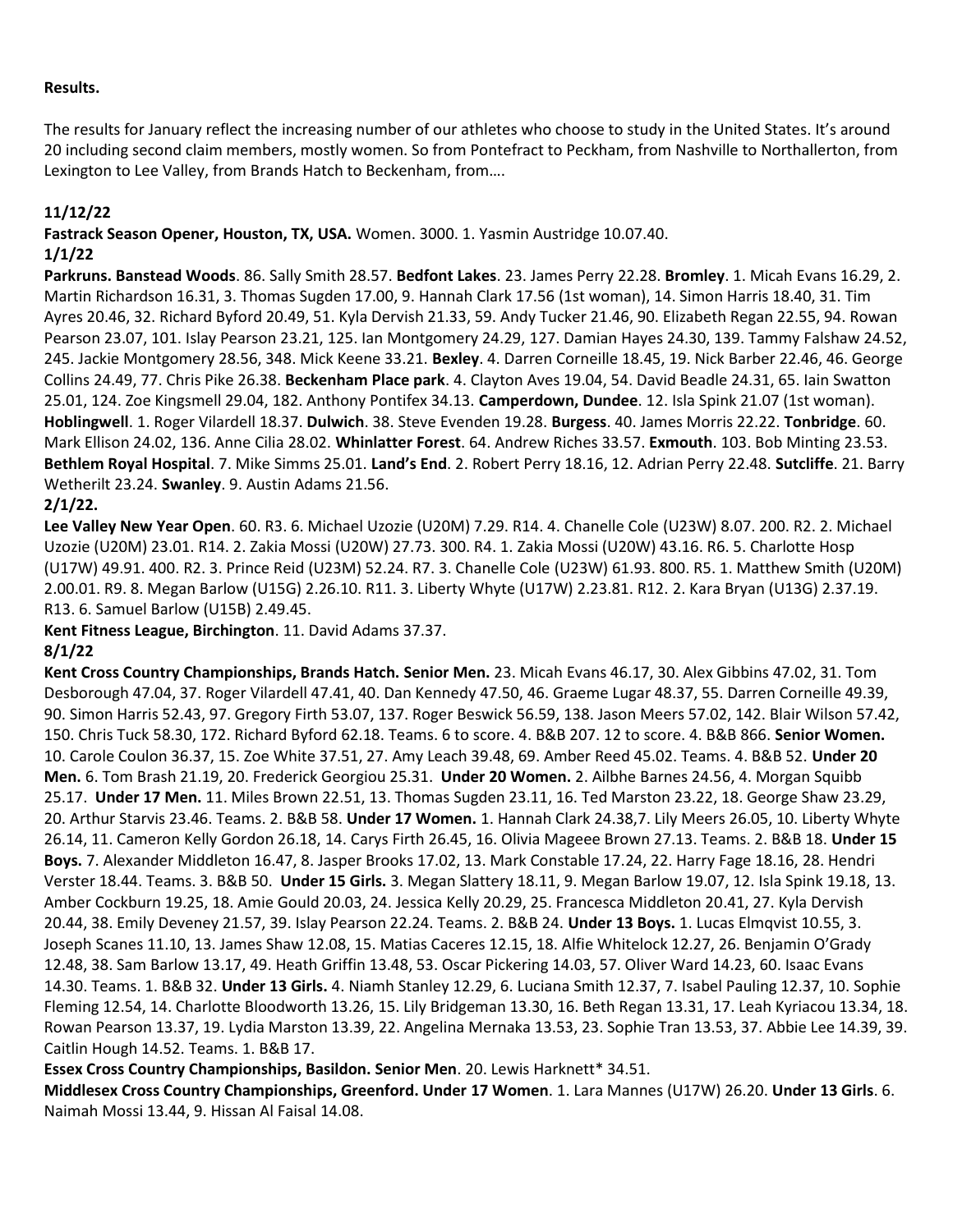**Results.**

The results for January reflect the increasing number of our athletes who choose to study in the United States. It's around 20 including second claim members, mostly women. So from Pontefract to Peckham, from Nashville to Northallerton, from Lexington to Lee Valley, from Brands Hatch to Beckenham, from….

**11/12/22**

**Fastrack Season Opener, Houston, TX, USA.** Women. 3000. 1. Yasmin Austridge 10.07.40.

**1/1/22**

**Parkruns. Banstead Woods**. 86. Sally Smith 28.57. **Bedfont Lakes**. 23. James Perry 22.28. **Bromley**. 1. Micah Evans 16.29, 2. Martin Richardson 16.31, 3. Thomas Sugden 17.00, 9. Hannah Clark 17.56 (1st woman), 14. Simon Harris 18.40, 31. Tim Ayres 20.46, 32. Richard Byford 20.49, 51. Kyla Dervish 21.33, 59. Andy Tucker 21.46, 90. Elizabeth Regan 22.55, 94. Rowan Pearson 23.07, 101. Islay Pearson 23.21, 125. Ian Montgomery 24.29, 127. Damian Hayes 24.30, 139. Tammy Falshaw 24.52, 245. Jackie Montgomery 28.56, 348. Mick Keene 33.21. **Bexley**. 4. Darren Corneille 18.45, 19. Nick Barber 22.46, 46. George Collins 24.49, 77. Chris Pike 26.38. **Beckenham Place park**. 4. Clayton Aves 19.04, 54. David Beadle 24.31, 65. Iain Swatton 25.01, 124. Zoe Kingsmell 29.04, 182. Anthony Pontifex 34.13. **Camperdown, Dundee**. 12. Isla Spink 21.07 (1st woman). **Hoblingwell**. 1. Roger Vilardell 18.37. **Dulwich**. 38. Steve Evenden 19.28. **Burgess**. 40. James Morris 22.22. **Tonbridge**. 60. Mark Ellison 24.02, 136. Anne Cilia 28.02. **Whinlatter Forest**. 64. Andrew Riches 33.57. **Exmouth**. 103. Bob Minting 23.53. **Bethlem Royal Hospital**. 7. Mike Simms 25.01. **Land's End**. 2. Robert Perry 18.16, 12. Adrian Perry 22.48. **Sutcliffe**. 21. Barry Wetherilt 23.24. **Swanley**. 9. Austin Adams 21.56.

**2/1/22.**

**Lee Valley New Year Open**. 60. R3. 6. Michael Uzozie (U20M) 7.29. R14. 4. Chanelle Cole (U23W) 8.07. 200. R2. 2. Michael Uzozie (U20M) 23.01. R14. 2. Zakia Mossi (U20W) 27.73. 300. R4. 1. Zakia Mossi (U20W) 43.16. R6. 5. Charlotte Hosp (U17W) 49.91. 400. R2. 3. Prince Reid (U23M) 52.24. R7. 3. Chanelle Cole (U23W) 61.93. 800. R5. 1. Matthew Smith (U20M) 2.00.01. R9. 8. Megan Barlow (U15G) 2.26.10. R11. 3. Liberty Whyte (U17W) 2.23.81. R12. 2. Kara Bryan (U13G) 2.37.19. R13. 6. Samuel Barlow (U15B) 2.49.45.

**Kent Fitness League, Birchington**. 11. David Adams 37.37.

**8/1/22**

**Kent Cross Country Championships, Brands Hatch. Senior Men.** 23. Micah Evans 46.17, 30. Alex Gibbins 47.02, 31. Tom Desborough 47.04, 37. Roger Vilardell 47.41, 40. Dan Kennedy 47.50, 46. Graeme Lugar 48.37, 55. Darren Corneille 49.39, 90. Simon Harris 52.43, 97. Gregory Firth 53.07, 137. Roger Beswick 56.59, 138. Jason Meers 57.02, 142. Blair Wilson 57.42, 150. Chris Tuck 58.30, 172. Richard Byford 62.18. Teams. 6 to score. 4. B&B 207. 12 to score. 4. B&B 866. **Senior Women.** 10. Carole Coulon 36.37, 15. Zoe White 37.51, 27. Amy Leach 39.48, 69. Amber Reed 45.02. Teams. 4. B&B 52. **Under 20 Men.** 6. Tom Brash 21.19, 20. Frederick Georgiou 25.31. **Under 20 Women.** 2. Ailbhe Barnes 24.56, 4. Morgan Squibb 25.17. **Under 17 Men.** 11. Miles Brown 22.51, 13. Thomas Sugden 23.11, 16. Ted Marston 23.22, 18. George Shaw 23.29, 20. Arthur Starvis 23.46. Teams. 2. B&B 58. **Under 17 Women.** 1. Hannah Clark 24.38,7. Lily Meers 26.05, 10. Liberty Whyte 26.14, 11. Cameron Kelly Gordon 26.18, 14. Carys Firth 26.45, 16. Olivia Mageee Brown 27.13. Teams. 2. B&B 18. **Under 15 Boys.** 7. Alexander Middleton 16.47, 8. Jasper Brooks 17.02, 13. Mark Constable 17.24, 22. Harry Fage 18.16, 28. Hendri Verster 18.44. Teams. 3. B&B 50. **Under 15 Girls.** 3. Megan Slattery 18.11, 9. Megan Barlow 19.07, 12. Isla Spink 19.18, 13. Amber Cockburn 19.25, 18. Amie Gould 20.03, 24. Jessica Kelly 20.29, 25. Francesca Middleton 20.41, 27. Kyla Dervish 20.44, 38. Emily Deveney 21.57, 39. Islay Pearson 22.24. Teams. 2. B&B 24. **Under 13 Boys.** 1. Lucas Elmqvist 10.55, 3. Joseph Scanes 11.10, 13. James Shaw 12.08, 15. Matias Caceres 12.15, 18. Alfie Whitelock 12.27, 26. Benjamin O'Grady 12.48, 38. Sam Barlow 13.17, 49. Heath Griffin 13.48, 53. Oscar Pickering 14.03, 57. Oliver Ward 14.23, 60. Isaac Evans 14.30. Teams. 1. B&B 32. **Under 13 Girls.** 4. Niamh Stanley 12.29, 6. Luciana Smith 12.37, 7. Isabel Pauling 12.37, 10. Sophie Fleming 12.54, 14. Charlotte Bloodworth 13.26, 15. Lily Bridgeman 13.30, 16. Beth Regan 13.31, 17. Leah Kyriacou 13.34, 18. Rowan Pearson 13.37, 19. Lydia Marston 13.39, 22. Angelina Mernaka 13.53, 23. Sophie Tran 13.53, 37. Abbie Lee 14.39, 39. Caitlin Hough 14.52. Teams. 1. B&B 17.

**Essex Cross Country Championships, Basildon. Senior Men**. 20. Lewis Harknett* 34.51.

**Middlesex Cross Country Championships, Greenford. Under 17 Women**. 1. Lara Mannes (U17W) 26.20. **Under 13 Girls**. 6. Naimah Mossi 13.44, 9. Hissan Al Faisal 14.08.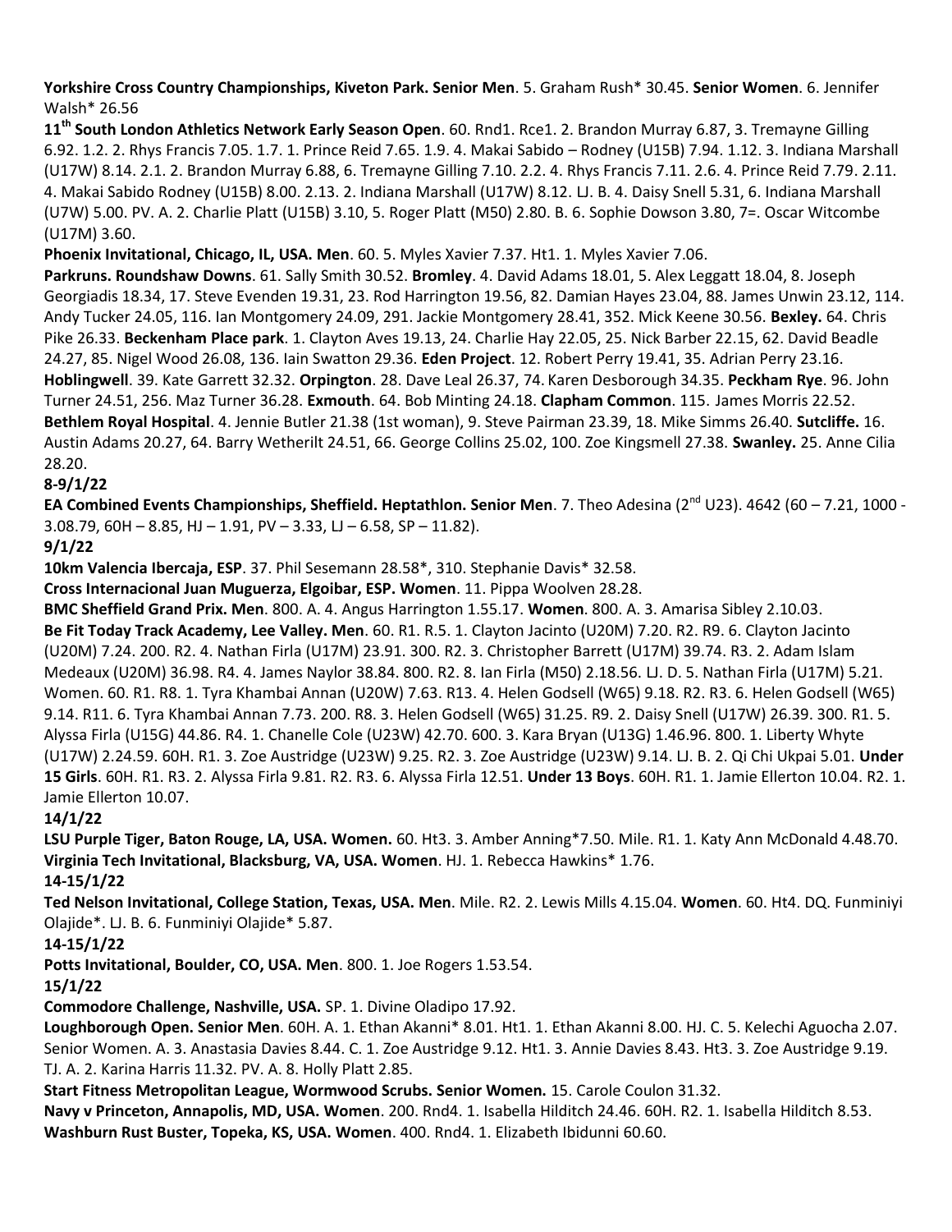**Yorkshire Cross Country Championships, Kiveton Park. Senior Men**. 5. Graham Rush* 30.45. **Senior Women**. 6. Jennifer Walsh* 26.56

**11th South London Athletics Network Early Season Open**. 60. Rnd1. Rce1. 2. Brandon Murray 6.87, 3. Tremayne Gilling 6.92. 1.2. 2. Rhys Francis 7.05. 1.7. 1. Prince Reid 7.65. 1.9. 4. Makai Sabido – Rodney (U15B) 7.94. 1.12. 3. Indiana Marshall (U17W) 8.14. 2.1. 2. Brandon Murray 6.88, 6. Tremayne Gilling 7.10. 2.2. 4. Rhys Francis 7.11. 2.6. 4. Prince Reid 7.79. 2.11. 4. Makai Sabido Rodney (U15B) 8.00. 2.13. 2. Indiana Marshall (U17W) 8.12. LJ. B. 4. Daisy Snell 5.31, 6. Indiana Marshall (U7W) 5.00. PV. A. 2. Charlie Platt (U15B) 3.10, 5. Roger Platt (M50) 2.80. B. 6. Sophie Dowson 3.80, 7=. Oscar Witcombe (U17M) 3.60.

**Phoenix Invitational, Chicago, IL, USA. Men**. 60. 5. Myles Xavier 7.37. Ht1. 1. Myles Xavier 7.06.

**Parkruns. Roundshaw Downs**. 61. Sally Smith 30.52. **Bromley**. 4. David Adams 18.01, 5. Alex Leggatt 18.04, 8. Joseph Georgiadis 18.34, 17. Steve Evenden 19.31, 23. Rod Harrington 19.56, 82. Damian Hayes 23.04, 88. James Unwin 23.12, 114. Andy Tucker 24.05, 116. Ian Montgomery 24.09, 291. Jackie Montgomery 28.41, 352. Mick Keene 30.56. **Bexley.** 64. Chris Pike 26.33. **Beckenham Place park**. 1. Clayton Aves 19.13, 24. Charlie Hay 22.05, 25. Nick Barber 22.15, 62. David Beadle 24.27, 85. Nigel Wood 26.08, 136. Iain Swatton 29.36. **Eden Project**. 12. Robert Perry 19.41, 35. Adrian Perry 23.16. **Hoblingwell**. 39. Kate Garrett 32.32. **Orpington**. 28. Dave Leal 26.37, 74. Karen Desborough 34.35. **Peckham Rye**. 96. John Turner 24.51, 256. Maz Turner 36.28. **Exmouth**. 64. Bob Minting 24.18. **Clapham Common**. 115. James Morris 22.52. **Bethlem Royal Hospital**. 4. Jennie Butler 21.38 (1st woman), 9. Steve Pairman 23.39, 18. Mike Simms 26.40. **Sutcliffe.** 16. Austin Adams 20.27, 64. Barry Wetherilt 24.51, 66. George Collins 25.02, 100. Zoe Kingsmell 27.38. **Swanley.** 25. Anne Cilia 28.20.

**8-9/1/22**

**EA Combined Events Championships, Sheffield. Heptathlon. Senior Men**. 7. Theo Adesina (2nd U23). 4642 (60 – 7.21, 1000 - 3.08.79, 60H – 8.85, HJ – 1.91, PV – 3.33, LJ – 6.58, SP – 11.82).

**9/1/22**

**10km Valencia Ibercaja, ESP**. 37. Phil Sesemann 28.58*, 310. Stephanie Davis* 32.58.

**Cross Internacional Juan Muguerza, Elgoibar, ESP. Women**. 11. Pippa Woolven 28.28.

**BMC Sheffield Grand Prix. Men**. 800. A. 4. Angus Harrington 1.55.17. **Women**. 800. A. 3. Amarisa Sibley 2.10.03.

**Be Fit Today Track Academy, Lee Valley. Men**. 60. R1. R.5. 1. Clayton Jacinto (U20M) 7.20. R2. R9. 6. Clayton Jacinto (U20M) 7.24. 200. R2. 4. Nathan Firla (U17M) 23.91. 300. R2. 3. Christopher Barrett (U17M) 39.74. R3. 2. Adam Islam Medeaux (U20M) 36.98. R4. 4. James Naylor 38.84. 800. R2. 8. Ian Firla (M50) 2.18.56. LJ. D. 5. Nathan Firla (U17M) 5.21. Women. 60. R1. R8. 1. Tyra Khambai Annan (U20W) 7.63. R13. 4. Helen Godsell (W65) 9.18. R2. R3. 6. Helen Godsell (W65) 9.14. R11. 6. Tyra Khambai Annan 7.73. 200. R8. 3. Helen Godsell (W65) 31.25. R9. 2. Daisy Snell (U17W) 26.39. 300. R1. 5. Alyssa Firla (U15G) 44.86. R4. 1. Chanelle Cole (U23W) 42.70. 600. 3. Kara Bryan (U13G) 1.46.96. 800. 1. Liberty Whyte (U17W) 2.24.59. 60H. R1. 3. Zoe Austridge (U23W) 9.25. R2. 3. Zoe Austridge (U23W) 9.14. LJ. B. 2. Qi Chi Ukpai 5.01. **Under 15 Girls**. 60H. R1. R3. 2. Alyssa Firla 9.81. R2. R3. 6. Alyssa Firla 12.51. **Under 13 Boys**. 60H. R1. 1. Jamie Ellerton 10.04. R2. 1. Jamie Ellerton 10.07.

**14/1/22**

**LSU Purple Tiger, Baton Rouge, LA, USA. Women.** 60. Ht3. 3. Amber Anning*7.50. Mile. R1. 1. Katy Ann McDonald 4.48.70.

**Virginia Tech Invitational, Blacksburg, VA, USA. Women**. HJ. 1. Rebecca Hawkins* 1.76.

**14-15/1/22**

**Ted Nelson Invitational, College Station, Texas, USA. Men**. Mile. R2. 2. Lewis Mills 4.15.04. **Women**. 60. Ht4. DQ. Funminiyi Olajide*. LJ. B. 6. Funminiyi Olajide* 5.87.

**14-15/1/22**

**Potts Invitational, Boulder, CO, USA. Men**. 800. 1. Joe Rogers 1.53.54.

**15/1/22**

**Commodore Challenge, Nashville, USA.** SP. 1. Divine Oladipo 17.92.

**Loughborough Open. Senior Men**. 60H. A. 1. Ethan Akanni* 8.01. Ht1. 1. Ethan Akanni 8.00. HJ. C. 5. Kelechi Aguocha 2.07. Senior Women. A. 3. Anastasia Davies 8.44. C. 1. Zoe Austridge 9.12. Ht1. 3. Annie Davies 8.43. Ht3. 3. Zoe Austridge 9.19. TJ. A. 2. Karina Harris 11.32. PV. A. 8. Holly Platt 2.85.

**Start Fitness Metropolitan League, Wormwood Scrubs. Senior Women.** 15. Carole Coulon 31.32.

**Navy v Princeton, Annapolis, MD, USA. Women**. 200. Rnd4. 1. Isabella Hilditch 24.46. 60H. R2. 1. Isabella Hilditch 8.53.

**Washburn Rust Buster, Topeka, KS, USA. Women**. 400. Rnd4. 1. Elizabeth Ibidunni 60.60.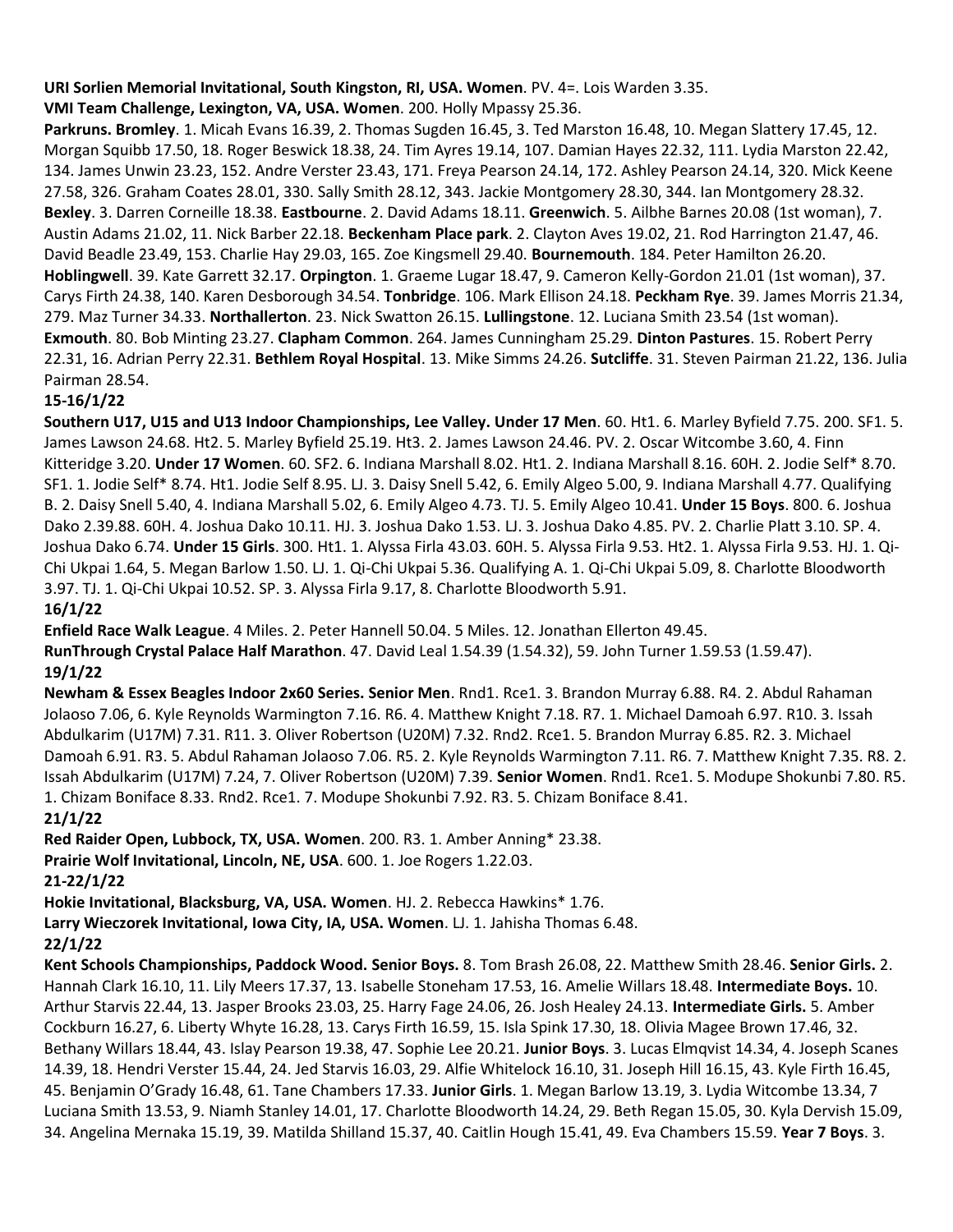**URI Sorlien Memorial Invitational, South Kingston, RI, USA. Women**. PV. 4=. Lois Warden 3.35.
**VMI Team Challenge, Lexington, VA, USA. Women**. 200. Holly Mpassy 25.36.
**Parkruns. Bromley**. 1. Micah Evans 16.39, 2. Thomas Sugden 16.45, 3. Ted Marston 16.48, 10. Megan Slattery 17.45, 12. Morgan Squibb 17.50, 18. Roger Beswick 18.38, 24. Tim Ayres 19.14, 107. Damian Hayes 22.32, 111. Lydia Marston 22.42, 134. James Unwin 23.23, 152. Andre Verster 23.43, 171. Freya Pearson 24.14, 172. Ashley Pearson 24.14, 320. Mick Keene 27.58, 326. Graham Coates 28.01, 330. Sally Smith 28.12, 343. Jackie Montgomery 28.30, 344. Ian Montgomery 28.32. **Bexley**. 3. Darren Corneille 18.38. **Eastbourne**. 2. David Adams 18.11. **Greenwich**. 5. Ailbhe Barnes 20.08 (1st woman), 7. Austin Adams 21.02, 11. Nick Barber 22.18. **Beckenham Place park**. 2. Clayton Aves 19.02, 21. Rod Harrington 21.47, 46. David Beadle 23.49, 153. Charlie Hay 29.03, 165. Zoe Kingsmell 29.40. **Bournemouth**. 184. Peter Hamilton 26.20. **Hoblingwell**. 39. Kate Garrett 32.17. **Orpington**. 1. Graeme Lugar 18.47, 9. Cameron Kelly-Gordon 21.01 (1st woman), 37. Carys Firth 24.38, 140. Karen Desborough 34.54. **Tonbridge**. 106. Mark Ellison 24.18. **Peckham Rye**. 39. James Morris 21.34, 279. Maz Turner 34.33. **Northallerton**. 23. Nick Swatton 26.15. **Lullingstone**. 12. Luciana Smith 23.54 (1st woman). **Exmouth**. 80. Bob Minting 23.27. **Clapham Common**. 264. James Cunningham 25.29. **Dinton Pastures**. 15. Robert Perry 22.31, 16. Adrian Perry 22.31. **Bethlem Royal Hospital**. 13. Mike Simms 24.26. **Sutcliffe**. 31. Steven Pairman 21.22, 136. Julia Pairman 28.54.

**15-16/1/22**

**Southern U17, U15 and U13 Indoor Championships, Lee Valley. Under 17 Men**. 60. Ht1. 6. Marley Byfield 7.75. 200. SF1. 5. James Lawson 24.68. Ht2. 5. Marley Byfield 25.19. Ht3. 2. James Lawson 24.46. PV. 2. Oscar Witcombe 3.60, 4. Finn Kitteridge 3.20. **Under 17 Women**. 60. SF2. 6. Indiana Marshall 8.02. Ht1. 2. Indiana Marshall 8.16. 60H. 2. Jodie Self* 8.70. SF1. 1. Jodie Self* 8.74. Ht1. Jodie Self 8.95. LJ. 3. Daisy Snell 5.42, 6. Emily Algeo 5.00, 9. Indiana Marshall 4.77. Qualifying B. 2. Daisy Snell 5.40, 4. Indiana Marshall 5.02, 6. Emily Algeo 4.73. TJ. 5. Emily Algeo 10.41. **Under 15 Boys**. 800. 6. Joshua Dako 2.39.88. 60H. 4. Joshua Dako 10.11. HJ. 3. Joshua Dako 1.53. LJ. 3. Joshua Dako 4.85. PV. 2. Charlie Platt 3.10. SP. 4. Joshua Dako 6.74. **Under 15 Girls**. 300. Ht1. 1. Alyssa Firla 43.03. 60H. 5. Alyssa Firla 9.53. Ht2. 1. Alyssa Firla 9.53. HJ. 1. Qi-Chi Ukpai 1.64, 5. Megan Barlow 1.50. LJ. 1. Qi-Chi Ukpai 5.36. Qualifying A. 1. Qi-Chi Ukpai 5.09, 8. Charlotte Bloodworth 3.97. TJ. 1. Qi-Chi Ukpai 10.52. SP. 3. Alyssa Firla 9.17, 8. Charlotte Bloodworth 5.91.

**16/1/22**

**Enfield Race Walk League**. 4 Miles. 2. Peter Hannell 50.04. 5 Miles. 12. Jonathan Ellerton 49.45.
**RunThrough Crystal Palace Half Marathon**. 47. David Leal 1.54.39 (1.54.32), 59. John Turner 1.59.53 (1.59.47).

**19/1/22**

**Newham & Essex Beagles Indoor 2x60 Series. Senior Men**. Rnd1. Rce1. 3. Brandon Murray 6.88. R4. 2. Abdul Rahaman Jolaoso 7.06, 6. Kyle Reynolds Warmington 7.16. R6. 4. Matthew Knight 7.18. R7. 1. Michael Damoah 6.97. R10. 3. Issah Abdulkarim (U17M) 7.31. R11. 3. Oliver Robertson (U20M) 7.32. Rnd2. Rce1. 5. Brandon Murray 6.85. R2. 3. Michael Damoah 6.91. R3. 5. Abdul Rahaman Jolaoso 7.06. R5. 2. Kyle Reynolds Warmington 7.11. R6. 7. Matthew Knight 7.35. R8. 2. Issah Abdulkarim (U17M) 7.24, 7. Oliver Robertson (U20M) 7.39. **Senior Women**. Rnd1. Rce1. 5. Modupe Shokunbi 7.80. R5. 1. Chizam Boniface 8.33. Rnd2. Rce1. 7. Modupe Shokunbi 7.92. R3. 5. Chizam Boniface 8.41.

**21/1/22**

**Red Raider Open, Lubbock, TX, USA. Women**. 200. R3. 1. Amber Anning* 23.38.
**Prairie Wolf Invitational, Lincoln, NE, USA**. 600. 1. Joe Rogers 1.22.03.

**21-22/1/22**

**Hokie Invitational, Blacksburg, VA, USA. Women**. HJ. 2. Rebecca Hawkins* 1.76.
**Larry Wieczorek Invitational, Iowa City, IA, USA. Women**. LJ. 1. Jahisha Thomas 6.48.

**22/1/22**

**Kent Schools Championships, Paddock Wood. Senior Boys.** 8. Tom Brash 26.08, 22. Matthew Smith 28.46. **Senior Girls.** 2. Hannah Clark 16.10, 11. Lily Meers 17.37, 13. Isabelle Stoneham 17.53, 16. Amelie Willars 18.48. **Intermediate Boys.** 10. Arthur Starvis 22.44, 13. Jasper Brooks 23.03, 25. Harry Fage 24.06, 26. Josh Healey 24.13. **Intermediate Girls.** 5. Amber Cockburn 16.27, 6. Liberty Whyte 16.28, 13. Carys Firth 16.59, 15. Isla Spink 17.30, 18. Olivia Magee Brown 17.46, 32. Bethany Willars 18.44, 43. Islay Pearson 19.38, 47. Sophie Lee 20.21. **Junior Boys**. 3. Lucas Elmqvist 14.34, 4. Joseph Scanes 14.39, 18. Hendri Verster 15.44, 24. Jed Starvis 16.03, 29. Alfie Whitelock 16.10, 31. Joseph Hill 16.15, 43. Kyle Firth 16.45, 45. Benjamin O'Grady 16.48, 61. Tane Chambers 17.33. **Junior Girls**. 1. Megan Barlow 13.19, 3. Lydia Witcombe 13.34, 7 Luciana Smith 13.53, 9. Niamh Stanley 14.01, 17. Charlotte Bloodworth 14.24, 29. Beth Regan 15.05, 30. Kyla Dervish 15.09, 34. Angelina Mernaka 15.19, 39. Matilda Shilland 15.37, 40. Caitlin Hough 15.41, 49. Eva Chambers 15.59. **Year 7 Boys**. 3.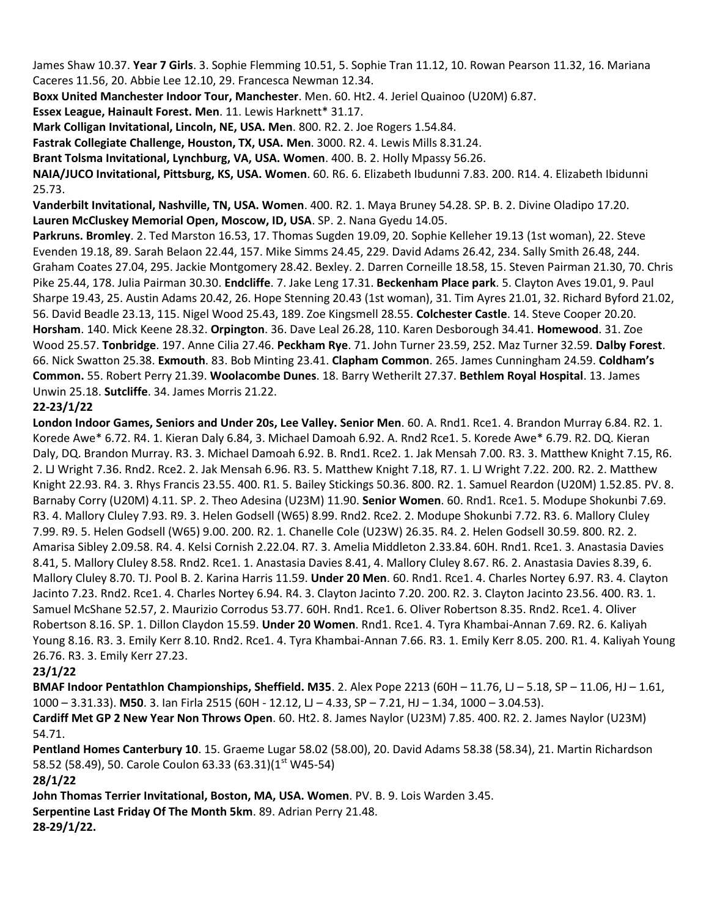James Shaw 10.37. **Year 7 Girls**. 3. Sophie Flemming 10.51, 5. Sophie Tran 11.12, 10. Rowan Pearson 11.32, 16. Mariana Caceres 11.56, 20. Abbie Lee 12.10, 29. Francesca Newman 12.34.

**Boxx United Manchester Indoor Tour, Manchester**. Men. 60. Ht2. 4. Jeriel Quainoo (U20M) 6.87.

**Essex League, Hainault Forest. Men**. 11. Lewis Harknett* 31.17.

**Mark Colligan Invitational, Lincoln, NE, USA. Men**. 800. R2. 2. Joe Rogers 1.54.84.

**Fastrak Collegiate Challenge, Houston, TX, USA. Men**. 3000. R2. 4. Lewis Mills 8.31.24.

**Brant Tolsma Invitational, Lynchburg, VA, USA. Women**. 400. B. 2. Holly Mpassy 56.26.

**NAIA/JUCO Invitational, Pittsburg, KS, USA. Women**. 60. R6. 6. Elizabeth Ibudunni 7.83. 200. R14. 4. Elizabeth Ibidunni 25.73.

**Vanderbilt Invitational, Nashville, TN, USA. Women**. 400. R2. 1. Maya Bruney 54.28. SP. B. 2. Divine Oladipo 17.20.

**Lauren McCluskey Memorial Open, Moscow, ID, USA**. SP. 2. Nana Gyedu 14.05.

**Parkruns. Bromley**. 2. Ted Marston 16.53, 17. Thomas Sugden 19.09, 20. Sophie Kelleher 19.13 (1st woman), 22. Steve Evenden 19.18, 89. Sarah Belaon 22.44, 157. Mike Simms 24.45, 229. David Adams 26.42, 234. Sally Smith 26.48, 244. Graham Coates 27.04, 295. Jackie Montgomery 28.42. Bexley. 2. Darren Corneille 18.58, 15. Steven Pairman 21.30, 70. Chris Pike 25.44, 178. Julia Pairman 30.30. **Endcliffe**. 7. Jake Leng 17.31. **Beckenham Place park**. 5. Clayton Aves 19.01, 9. Paul Sharpe 19.43, 25. Austin Adams 20.42, 26. Hope Stenning 20.43 (1st woman), 31. Tim Ayres 21.01, 32. Richard Byford 21.02, 56. David Beadle 23.13, 115. Nigel Wood 25.43, 189. Zoe Kingsmell 28.55. **Colchester Castle**. 14. Steve Cooper 20.20. **Horsham**. 140. Mick Keene 28.32. **Orpington**. 36. Dave Leal 26.28, 110. Karen Desborough 34.41. **Homewood**. 31. Zoe Wood 25.57. **Tonbridge**. 197. Anne Cilia 27.46. **Peckham Rye**. 71. John Turner 23.59, 252. Maz Turner 32.59. **Dalby Forest**. 66. Nick Swatton 25.38. **Exmouth**. 83. Bob Minting 23.41. **Clapham Common**. 265. James Cunningham 24.59. **Coldham's Common.** 55. Robert Perry 21.39. **Woolacombe Dunes**. 18. Barry Wetherilt 27.37. **Bethlem Royal Hospital**. 13. James Unwin 25.18. **Sutcliffe**. 34. James Morris 21.22.

**22-23/1/22**

**London Indoor Games, Seniors and Under 20s, Lee Valley. Senior Men**. 60. A. Rnd1. Rce1. 4. Brandon Murray 6.84. R2. 1. Korede Awe* 6.72. R4. 1. Kieran Daly 6.84, 3. Michael Damoah 6.92. A. Rnd2 Rce1. 5. Korede Awe* 6.79. R2. DQ. Kieran Daly, DQ. Brandon Murray. R3. 3. Michael Damoah 6.92. B. Rnd1. Rce2. 1. Jak Mensah 7.00. R3. 3. Matthew Knight 7.15, R6. 2. LJ Wright 7.36. Rnd2. Rce2. 2. Jak Mensah 6.96. R3. 5. Matthew Knight 7.18, R7. 1. LJ Wright 7.22. 200. R2. 2. Matthew Knight 22.93. R4. 3. Rhys Francis 23.55. 400. R1. 5. Bailey Stickings 50.36. 800. R2. 1. Samuel Reardon (U20M) 1.52.85. PV. 8. Barnaby Corry (U20M) 4.11. SP. 2. Theo Adesina (U23M) 11.90. **Senior Women**. 60. Rnd1. Rce1. 5. Modupe Shokunbi 7.69. R3. 4. Mallory Cluley 7.93. R9. 3. Helen Godsell (W65) 8.99. Rnd2. Rce2. 2. Modupe Shokunbi 7.72. R3. 6. Mallory Cluley 7.99. R9. 5. Helen Godsell (W65) 9.00. 200. R2. 1. Chanelle Cole (U23W) 26.35. R4. 2. Helen Godsell 30.59. 800. R2. 2. Amarisa Sibley 2.09.58. R4. 4. Kelsi Cornish 2.22.04. R7. 3. Amelia Middleton 2.33.84. 60H. Rnd1. Rce1. 3. Anastasia Davies 8.41, 5. Mallory Cluley 8.58. Rnd2. Rce1. 1. Anastasia Davies 8.41, 4. Mallory Cluley 8.67. R6. 2. Anastasia Davies 8.39, 6. Mallory Cluley 8.70. TJ. Pool B. 2. Karina Harris 11.59. **Under 20 Men**. 60. Rnd1. Rce1. 4. Charles Nortey 6.97. R3. 4. Clayton Jacinto 7.23. Rnd2. Rce1. 4. Charles Nortey 6.94. R4. 3. Clayton Jacinto 7.20. 200. R2. 3. Clayton Jacinto 23.56. 400. R3. 1. Samuel McShane 52.57, 2. Maurizio Corrodus 53.77. 60H. Rnd1. Rce1. 6. Oliver Robertson 8.35. Rnd2. Rce1. 4. Oliver Robertson 8.16. SP. 1. Dillon Claydon 15.59. **Under 20 Women**. Rnd1. Rce1. 4. Tyra Khambai-Annan 7.69. R2. 6. Kaliyah Young 8.16. R3. 3. Emily Kerr 8.10. Rnd2. Rce1. 4. Tyra Khambai-Annan 7.66. R3. 1. Emily Kerr 8.05. 200. R1. 4. Kaliyah Young 26.76. R3. 3. Emily Kerr 27.23.

**23/1/22**

**BMAF Indoor Pentathlon Championships, Sheffield. M35**. 2. Alex Pope 2213 (60H – 11.76, LJ – 5.18, SP – 11.06, HJ – 1.61, 1000 – 3.31.33). **M50**. 3. Ian Firla 2515 (60H - 12.12, LJ – 4.33, SP – 7.21, HJ – 1.34, 1000 – 3.04.53).

**Cardiff Met GP 2 New Year Non Throws Open**. 60. Ht2. 8. James Naylor (U23M) 7.85. 400. R2. 2. James Naylor (U23M) 54.71.

**Pentland Homes Canterbury 10**. 15. Graeme Lugar 58.02 (58.00), 20. David Adams 58.38 (58.34), 21. Martin Richardson 58.52 (58.49), 50. Carole Coulon 63.33 (63.31)(1st W45-54)

**28/1/22**

**John Thomas Terrier Invitational, Boston, MA, USA. Women**. PV. B. 9. Lois Warden 3.45.

**Serpentine Last Friday Of The Month 5km**. 89. Adrian Perry 21.48.

**28-29/1/22.**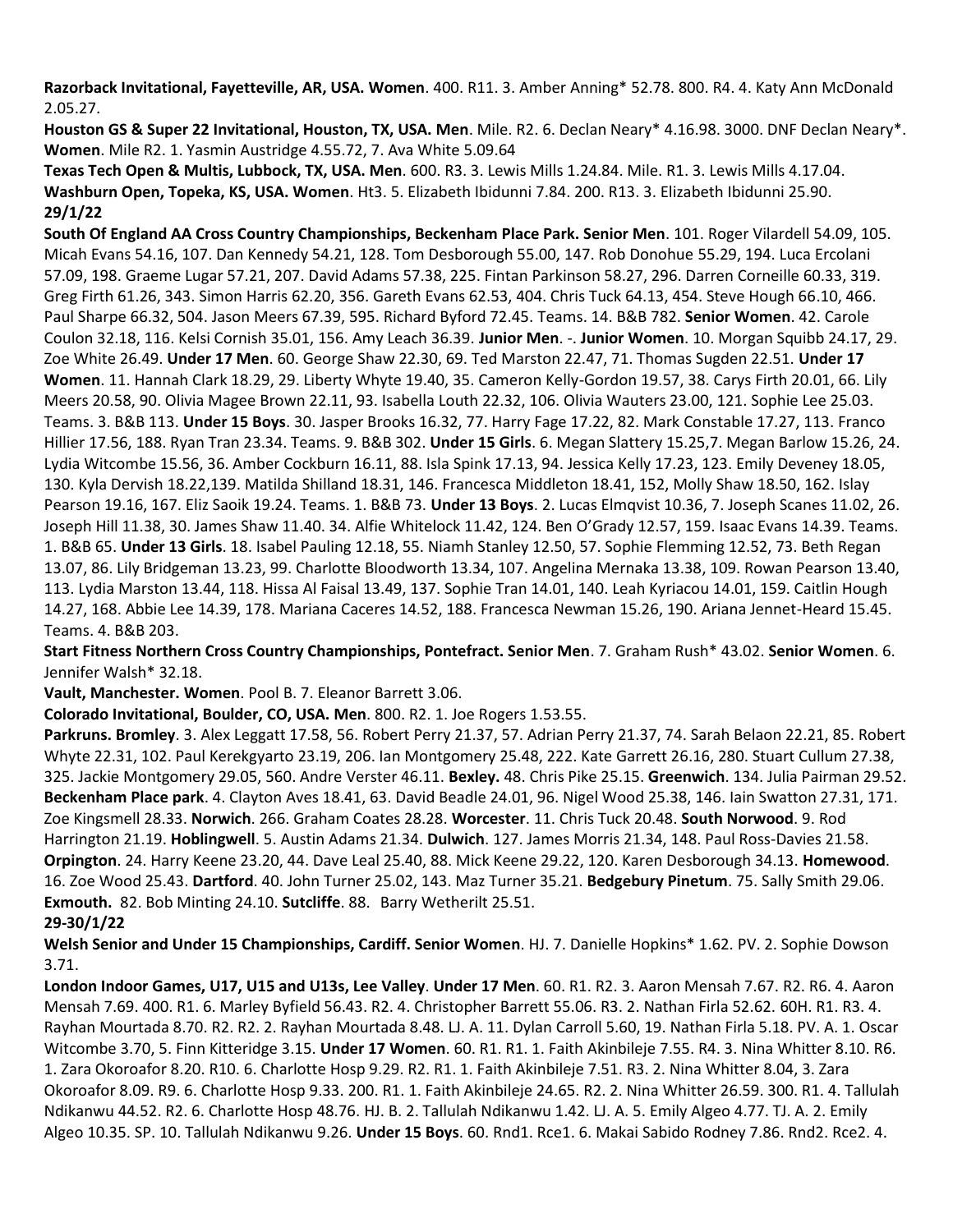**Razorback Invitational, Fayetteville, AR, USA. Women**. 400. R11. 3. Amber Anning* 52.78. 800. R4. 4. Katy Ann McDonald 2.05.27.

**Houston GS & Super 22 Invitational, Houston, TX, USA. Men**. Mile. R2. 6. Declan Neary* 4.16.98. 3000. DNF Declan Neary*. **Women**. Mile R2. 1. Yasmin Austridge 4.55.72, 7. Ava White 5.09.64

**Texas Tech Open & Multis, Lubbock, TX, USA. Men**. 600. R3. 3. Lewis Mills 1.24.84. Mile. R1. 3. Lewis Mills 4.17.04.

**Washburn Open, Topeka, KS, USA. Women**. Ht3. 5. Elizabeth Ibidunni 7.84. 200. R13. 3. Elizabeth Ibidunni 25.90.

**29/1/22**

**South Of England AA Cross Country Championships, Beckenham Place Park. Senior Men**. 101. Roger Vilardell 54.09, 105. Micah Evans 54.16, 107. Dan Kennedy 54.21, 128. Tom Desborough 55.00, 147. Rob Donohue 55.29, 194. Luca Ercolani 57.09, 198. Graeme Lugar 57.21, 207. David Adams 57.38, 225. Fintan Parkinson 58.27, 296. Darren Corneille 60.33, 319. Greg Firth 61.26, 343. Simon Harris 62.20, 356. Gareth Evans 62.53, 404. Chris Tuck 64.13, 454. Steve Hough 66.10, 466. Paul Sharpe 66.32, 504. Jason Meers 67.39, 595. Richard Byford 72.45. Teams. 14. B&B 782. **Senior Women**. 42. Carole Coulon 32.18, 116. Kelsi Cornish 35.01, 156. Amy Leach 36.39. **Junior Men**. -. **Junior Women**. 10. Morgan Squibb 24.17, 29. Zoe White 26.49. **Under 17 Men**. 60. George Shaw 22.30, 69. Ted Marston 22.47, 71. Thomas Sugden 22.51. **Under 17 Women**. 11. Hannah Clark 18.29, 29. Liberty Whyte 19.40, 35. Cameron Kelly-Gordon 19.57, 38. Carys Firth 20.01, 66. Lily Meers 20.58, 90. Olivia Magee Brown 22.11, 93. Isabella Louth 22.32, 106. Olivia Wauters 23.00, 121. Sophie Lee 25.03. Teams. 3. B&B 113. **Under 15 Boys**. 30. Jasper Brooks 16.32, 77. Harry Fage 17.22, 82. Mark Constable 17.27, 113. Franco Hillier 17.56, 188. Ryan Tran 23.34. Teams. 9. B&B 302. **Under 15 Girls**. 6. Megan Slattery 15.25,7. Megan Barlow 15.26, 24. Lydia Witcombe 15.56, 36. Amber Cockburn 16.11, 88. Isla Spink 17.13, 94. Jessica Kelly 17.23, 123. Emily Deveney 18.05, 130. Kyla Dervish 18.22,139. Matilda Shilland 18.31, 146. Francesca Middleton 18.41, 152, Molly Shaw 18.50, 162. Islay Pearson 19.16, 167. Eliz Saoik 19.24. Teams. 1. B&B 73. **Under 13 Boys**. 2. Lucas Elmqvist 10.36, 7. Joseph Scanes 11.02, 26. Joseph Hill 11.38, 30. James Shaw 11.40. 34. Alfie Whitelock 11.42, 124. Ben O'Grady 12.57, 159. Isaac Evans 14.39. Teams. 1. B&B 65. **Under 13 Girls**. 18. Isabel Pauling 12.18, 55. Niamh Stanley 12.50, 57. Sophie Flemming 12.52, 73. Beth Regan 13.07, 86. Lily Bridgeman 13.23, 99. Charlotte Bloodworth 13.34, 107. Angelina Mernaka 13.38, 109. Rowan Pearson 13.40, 113. Lydia Marston 13.44, 118. Hissa Al Faisal 13.49, 137. Sophie Tran 14.01, 140. Leah Kyriacou 14.01, 159. Caitlin Hough 14.27, 168. Abbie Lee 14.39, 178. Mariana Caceres 14.52, 188. Francesca Newman 15.26, 190. Ariana Jennet-Heard 15.45. Teams. 4. B&B 203.

**Start Fitness Northern Cross Country Championships, Pontefract. Senior Men**. 7. Graham Rush* 43.02. **Senior Women**. 6. Jennifer Walsh* 32.18.

**Vault, Manchester. Women**. Pool B. 7. Eleanor Barrett 3.06.

**Colorado Invitational, Boulder, CO, USA. Men**. 800. R2. 1. Joe Rogers 1.53.55.

**Parkruns. Bromley**. 3. Alex Leggatt 17.58, 56. Robert Perry 21.37, 57. Adrian Perry 21.37, 74. Sarah Belaon 22.21, 85. Robert Whyte 22.31, 102. Paul Kerekgyarto 23.19, 206. Ian Montgomery 25.48, 222. Kate Garrett 26.16, 280. Stuart Cullum 27.38, 325. Jackie Montgomery 29.05, 560. Andre Verster 46.11. **Bexley.** 48. Chris Pike 25.15. **Greenwich**. 134. Julia Pairman 29.52. **Beckenham Place park**. 4. Clayton Aves 18.41, 63. David Beadle 24.01, 96. Nigel Wood 25.38, 146. Iain Swatton 27.31, 171. Zoe Kingsmell 28.33. **Norwich**. 266. Graham Coates 28.28. **Worcester**. 11. Chris Tuck 20.48. **South Norwood**. 9. Rod Harrington 21.19. **Hoblingwell**. 5. Austin Adams 21.34. **Dulwich**. 127. James Morris 21.34, 148. Paul Ross-Davies 21.58. **Orpington**. 24. Harry Keene 23.20, 44. Dave Leal 25.40, 88. Mick Keene 29.22, 120. Karen Desborough 34.13. **Homewood**. 16. Zoe Wood 25.43. **Dartford**. 40. John Turner 25.02, 143. Maz Turner 35.21. **Bedgebury Pinetum**. 75. Sally Smith 29.06. **Exmouth.** 82. Bob Minting 24.10. **Sutcliffe**. 88. Barry Wetherilt 25.51.

**29-30/1/22**

**Welsh Senior and Under 15 Championships, Cardiff. Senior Women**. HJ. 7. Danielle Hopkins* 1.62. PV. 2. Sophie Dowson 3.71.

**London Indoor Games, U17, U15 and U13s, Lee Valley**. **Under 17 Men**. 60. R1. R2. 3. Aaron Mensah 7.67. R2. R6. 4. Aaron Mensah 7.69. 400. R1. 6. Marley Byfield 56.43. R2. 4. Christopher Barrett 55.06. R3. 2. Nathan Firla 52.62. 60H. R1. R3. 4. Rayhan Mourtada 8.70. R2. R2. 2. Rayhan Mourtada 8.48. LJ. A. 11. Dylan Carroll 5.60, 19. Nathan Firla 5.18. PV. A. 1. Oscar Witcombe 3.70, 5. Finn Kitteridge 3.15. **Under 17 Women**. 60. R1. R1. 1. Faith Akinbileje 7.55. R4. 3. Nina Whitter 8.10. R6. 1. Zara Okoroafor 8.20. R10. 6. Charlotte Hosp 9.29. R2. R1. 1. Faith Akinbileje 7.51. R3. 2. Nina Whitter 8.04, 3. Zara Okoroafor 8.09. R9. 6. Charlotte Hosp 9.33. 200. R1. 1. Faith Akinbileje 24.65. R2. 2. Nina Whitter 26.59. 300. R1. 4. Tallulah Ndikanwu 44.52. R2. 6. Charlotte Hosp 48.76. HJ. B. 2. Tallulah Ndikanwu 1.42. LJ. A. 5. Emily Algeo 4.77. TJ. A. 2. Emily Algeo 10.35. SP. 10. Tallulah Ndikanwu 9.26. **Under 15 Boys**. 60. Rnd1. Rce1. 6. Makai Sabido Rodney 7.86. Rnd2. Rce2. 4.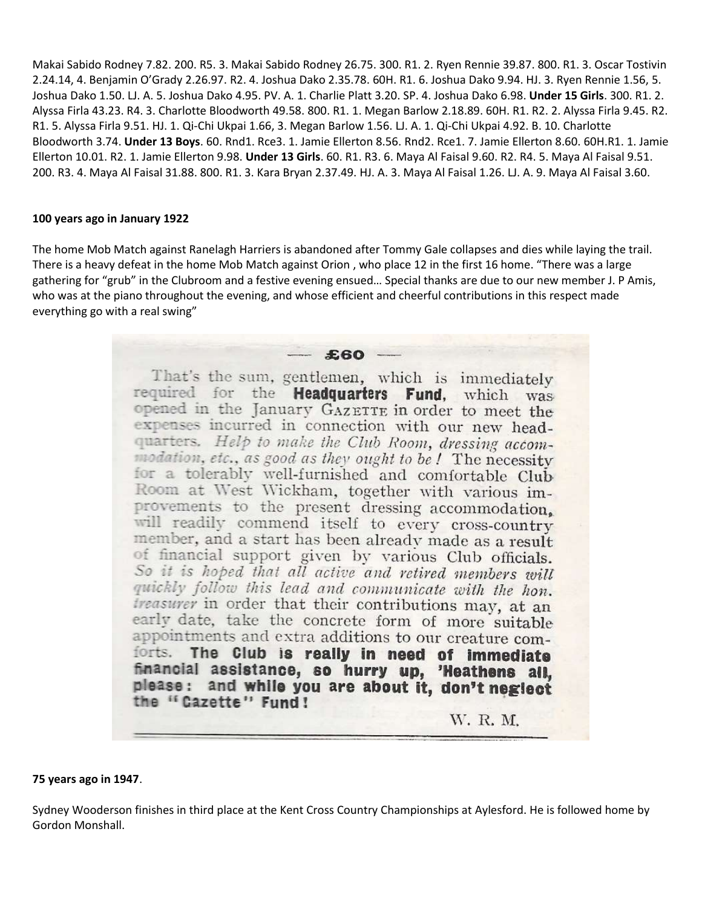Makai Sabido Rodney 7.82. 200. R5. 3. Makai Sabido Rodney 26.75. 300. R1. 2. Ryen Rennie 39.87. 800. R1. 3. Oscar Tostivin 2.24.14, 4. Benjamin O'Grady 2.26.97. R2. 4. Joshua Dako 2.35.78. 60H. R1. 6. Joshua Dako 9.94. HJ. 3. Ryen Rennie 1.56, 5. Joshua Dako 1.50. LJ. A. 5. Joshua Dako 4.95. PV. A. 1. Charlie Platt 3.20. SP. 4. Joshua Dako 6.98. **Under 15 Girls**. 300. R1. 2. Alyssa Firla 43.23. R4. 3. Charlotte Bloodworth 49.58. 800. R1. 1. Megan Barlow 2.18.89. 60H. R1. R2. 2. Alyssa Firla 9.45. R2. R1. 5. Alyssa Firla 9.51. HJ. 1. Qi-Chi Ukpai 1.66, 3. Megan Barlow 1.56. LJ. A. 1. Qi-Chi Ukpai 4.92. B. 10. Charlotte Bloodworth 3.74. **Under 13 Boys**. 60. Rnd1. Rce3. 1. Jamie Ellerton 8.56. Rnd2. Rce1. 7. Jamie Ellerton 8.60. 60H.R1. 1. Jamie Ellerton 10.01. R2. 1. Jamie Ellerton 9.98. **Under 13 Girls**. 60. R1. R3. 6. Maya Al Faisal 9.60. R2. R4. 5. Maya Al Faisal 9.51. 200. R3. 4. Maya Al Faisal 31.88. 800. R1. 3. Kara Bryan 2.37.49. HJ. A. 3. Maya Al Faisal 1.26. LJ. A. 9. Maya Al Faisal 3.60.

**100 years ago in January 1922**

The home Mob Match against Ranelagh Harriers is abandoned after Tommy Gale collapses and dies while laying the trail. There is a heavy defeat in the home Mob Match against Orion , who place 12 in the first 16 home. "There was a large gathering for "grub" in the Clubroom and a festive evening ensued… Special thanks are due to our new member J. P Amis, who was at the piano throughout the evening, and whose efficient and cheerful contributions in this respect made everything go with a real swing"

— **£60** —

That's the sum, gentlemen, which is immediately required for the **Headquarters Fund**, which was opened in the January GAZETTE in order to meet the expenses incurred in connection with our new headquarters. *Help to make the Club Room, dressing accommodation, etc., as good as they ought to be!* The necessity for a tolerably well-furnished and comfortable Club Room at West Wickham, together with various improvements to the present dressing accommodation, will readily commend itself to every cross-country member, and a start has been already made as a result of financial support given by various Club officials. *So it is hoped that all active and retired members will quickly follow this lead and communicate with the hon. treasurer* in order that their contributions may, at an early date, take the concrete form of more suitable appointments and extra additions to our creature comforts. **The Club is really in need of immediate financial assistance, so hurry up, 'Heathens all, please: and while you are about it, don't neglect the "Gazette" Fund!**

W. R. M.

**75 years ago in 1947**.

Sydney Wooderson finishes in third place at the Kent Cross Country Championships at Aylesford. He is followed home by Gordon Monshall.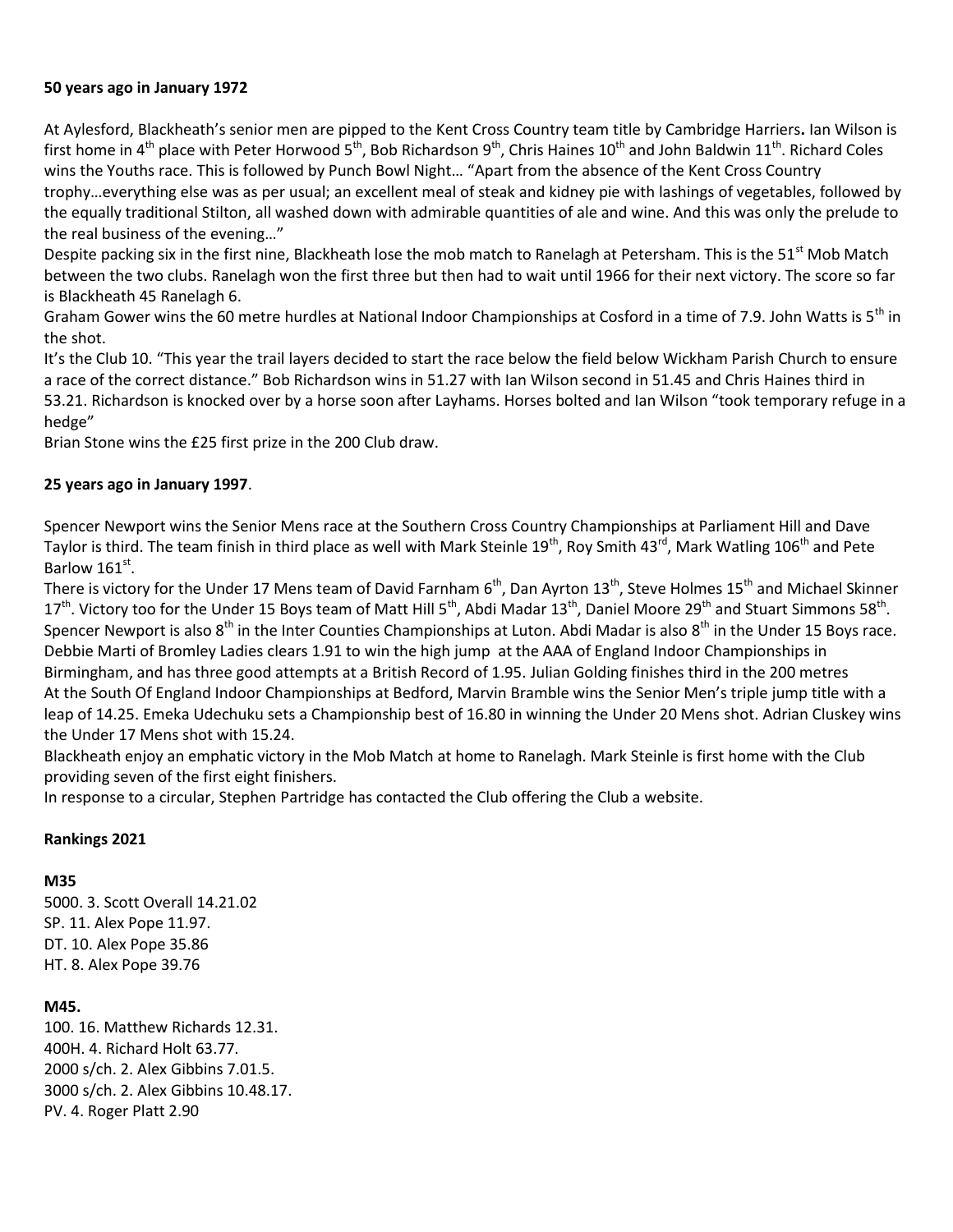**50 years ago in January 1972**

At Aylesford, Blackheath's senior men are pipped to the Kent Cross Country team title by Cambridge Harriers**.** Ian Wilson is first home in 4th place with Peter Horwood 5th, Bob Richardson 9th, Chris Haines 10th and John Baldwin 11th. Richard Coles wins the Youths race. This is followed by Punch Bowl Night… "Apart from the absence of the Kent Cross Country trophy…everything else was as per usual; an excellent meal of steak and kidney pie with lashings of vegetables, followed by the equally traditional Stilton, all washed down with admirable quantities of ale and wine. And this was only the prelude to the real business of the evening…"

Despite packing six in the first nine, Blackheath lose the mob match to Ranelagh at Petersham. This is the 51st Mob Match between the two clubs. Ranelagh won the first three but then had to wait until 1966 for their next victory. The score so far is Blackheath 45 Ranelagh 6.

Graham Gower wins the 60 metre hurdles at National Indoor Championships at Cosford in a time of 7.9. John Watts is 5th in the shot.

It's the Club 10. "This year the trail layers decided to start the race below the field below Wickham Parish Church to ensure a race of the correct distance." Bob Richardson wins in 51.27 with Ian Wilson second in 51.45 and Chris Haines third in 53.21. Richardson is knocked over by a horse soon after Layhams. Horses bolted and Ian Wilson "took temporary refuge in a hedge"

Brian Stone wins the £25 first prize in the 200 Club draw.

**25 years ago in January 1997**.

Spencer Newport wins the Senior Mens race at the Southern Cross Country Championships at Parliament Hill and Dave Taylor is third. The team finish in third place as well with Mark Steinle 19th, Roy Smith 43rd, Mark Watling 106th and Pete Barlow 161st.

There is victory for the Under 17 Mens team of David Farnham 6th, Dan Ayrton 13th, Steve Holmes 15th and Michael Skinner 17th. Victory too for the Under 15 Boys team of Matt Hill 5th, Abdi Madar 13th, Daniel Moore 29th and Stuart Simmons 58th. Spencer Newport is also 8th in the Inter Counties Championships at Luton. Abdi Madar is also 8th in the Under 15 Boys race. Debbie Marti of Bromley Ladies clears 1.91 to win the high jump at the AAA of England Indoor Championships in Birmingham, and has three good attempts at a British Record of 1.95. Julian Golding finishes third in the 200 metres

At the South Of England Indoor Championships at Bedford, Marvin Bramble wins the Senior Men's triple jump title with a leap of 14.25. Emeka Udechuku sets a Championship best of 16.80 in winning the Under 20 Mens shot. Adrian Cluskey wins the Under 17 Mens shot with 15.24.

Blackheath enjoy an emphatic victory in the Mob Match at home to Ranelagh. Mark Steinle is first home with the Club providing seven of the first eight finishers.

In response to a circular, Stephen Partridge has contacted the Club offering the Club a website.

**Rankings 2021**

**M35**

5000. 3. Scott Overall 14.21.02
SP. 11. Alex Pope 11.97.
DT. 10. Alex Pope 35.86
HT. 8. Alex Pope 39.76

**M45.**

100. 16. Matthew Richards 12.31.
400H. 4. Richard Holt 63.77.
2000 s/ch. 2. Alex Gibbins 7.01.5.
3000 s/ch. 2. Alex Gibbins 10.48.17.
PV. 4. Roger Platt 2.90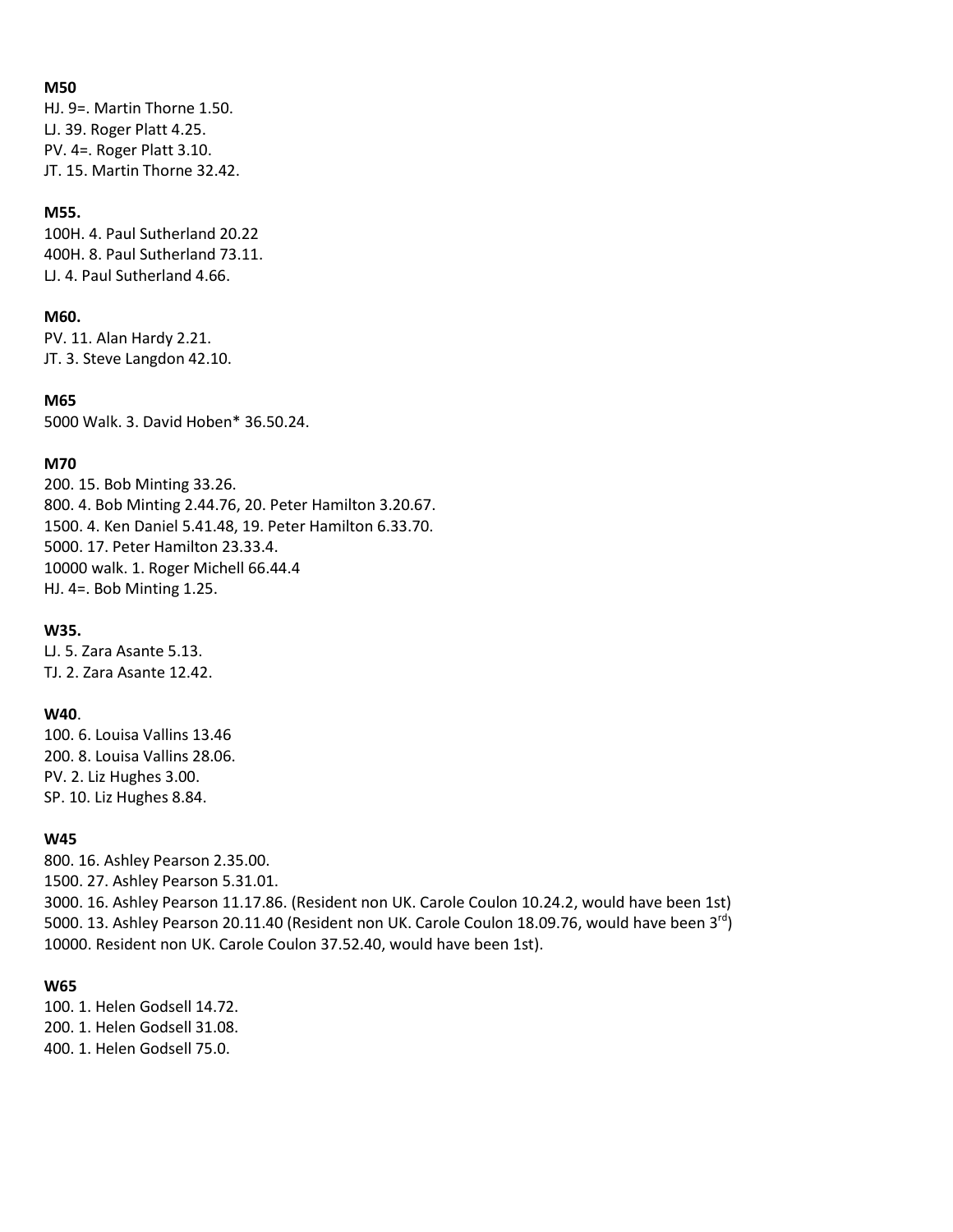**M50**

HJ. 9=. Martin Thorne 1.50.
LJ. 39. Roger Platt 4.25.
PV. 4=. Roger Platt 3.10.
JT. 15. Martin Thorne 32.42.

**M55.**

100H. 4. Paul Sutherland 20.22
400H. 8. Paul Sutherland 73.11.
LJ. 4. Paul Sutherland 4.66.

**M60.**

PV. 11. Alan Hardy 2.21.
JT. 3. Steve Langdon 42.10.

**M65**

5000 Walk. 3. David Hoben* 36.50.24.

**M70**

200. 15. Bob Minting 33.26.
800. 4. Bob Minting 2.44.76, 20. Peter Hamilton 3.20.67.
1500. 4. Ken Daniel 5.41.48, 19. Peter Hamilton 6.33.70.
5000. 17. Peter Hamilton 23.33.4.
10000 walk. 1. Roger Michell 66.44.4
HJ. 4=. Bob Minting 1.25.

**W35.**

LJ. 5. Zara Asante 5.13.
TJ. 2. Zara Asante 12.42.

**W40**.

100. 6. Louisa Vallins 13.46
200. 8. Louisa Vallins 28.06.
PV. 2. Liz Hughes 3.00.
SP. 10. Liz Hughes 8.84.

**W45**

800. 16. Ashley Pearson 2.35.00.
1500. 27. Ashley Pearson 5.31.01.
3000. 16. Ashley Pearson 11.17.86. (Resident non UK. Carole Coulon 10.24.2, would have been 1st)
5000. 13. Ashley Pearson 20.11.40 (Resident non UK. Carole Coulon 18.09.76, would have been 3rd)
10000. Resident non UK. Carole Coulon 37.52.40, would have been 1st).

**W65**

100. 1. Helen Godsell 14.72.
200. 1. Helen Godsell 31.08.
400. 1. Helen Godsell 75.0.